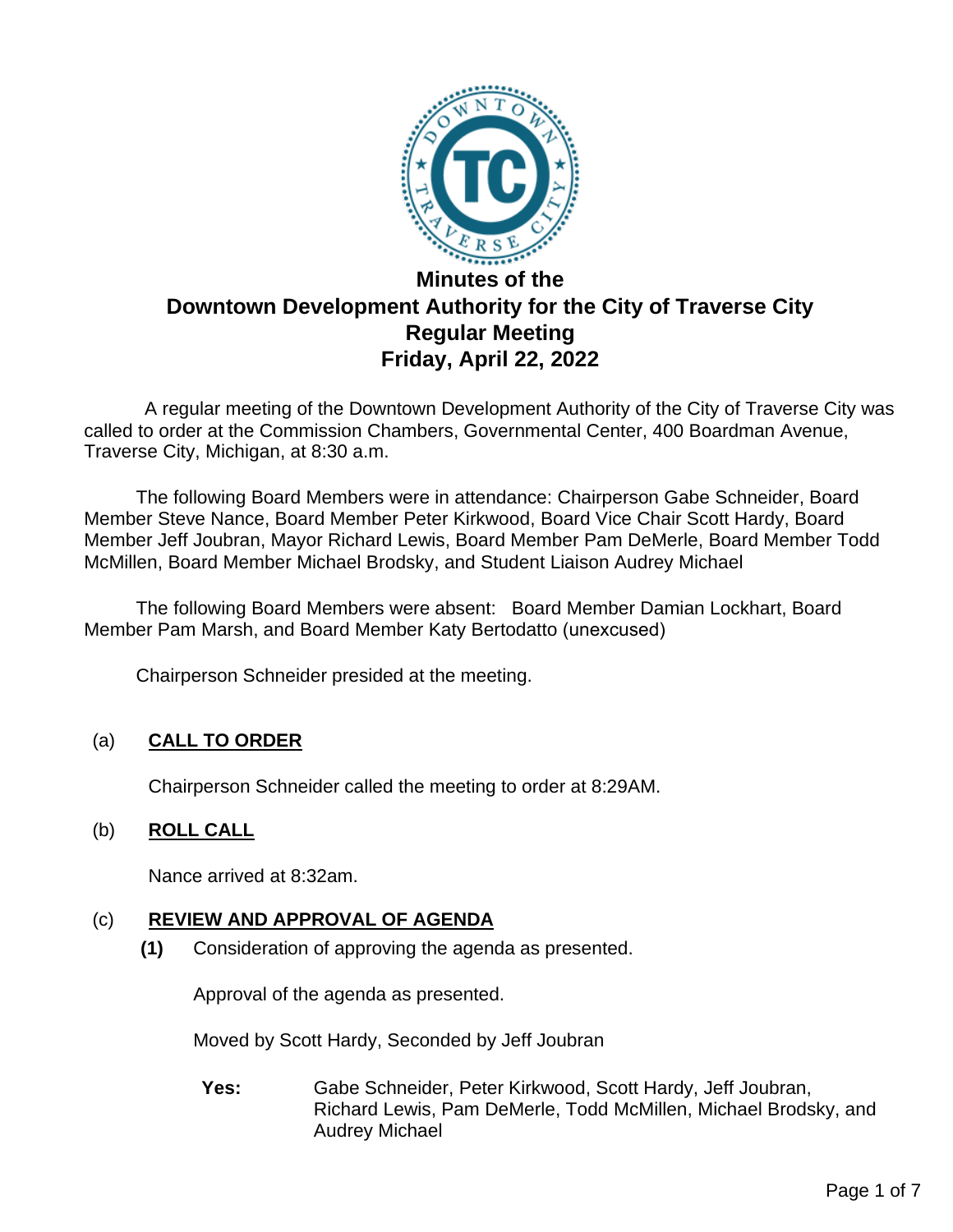# Minutes of the
# Downtown Development Authority for the City of Traverse City
## Regular Meeting
## Friday, April 22, 2022

A regular meeting of the Downtown Development Authority of the City of Traverse City was called to order at the Commission Chambers, Governmental Center, 400 Boardman Avenue, Traverse City, Michigan, at 8:30 a.m.

The following Board Members were in attendance: Chairperson Gabe Schneider, Board Member Steve Nance, Board Member Peter Kirkwood, Board Vice Chair Scott Hardy, Board Member Jeff Joubran, Mayor Richard Lewis, Board Member Pam DeMerle, Board Member Todd McMillen, Board Member Michael Brodsky, and Student Liaison Audrey Michael

The following Board Members were absent: Board Member Damian Lockhart, Board Member Pam Marsh, and Board Member Katy Bertodatto (unexcused)

Chairperson Schneider presided at the meeting.

(a) **CALL TO ORDER**

Chairperson Schneider called the meeting to order at 8:29AM.

(b) **ROLL CALL**

Nance arrived at 8:32am.

(c) **REVIEW AND APPROVAL OF AGENDA**

**(1)** Consideration of approving the agenda as presented.

Approval of the agenda as presented.

Moved by Scott Hardy, Seconded by Jeff Joubran

**Yes:** Gabe Schneider, Peter Kirkwood, Scott Hardy, Jeff Joubran, Richard Lewis, Pam DeMerle, Todd McMillen, Michael Brodsky, and Audrey Michael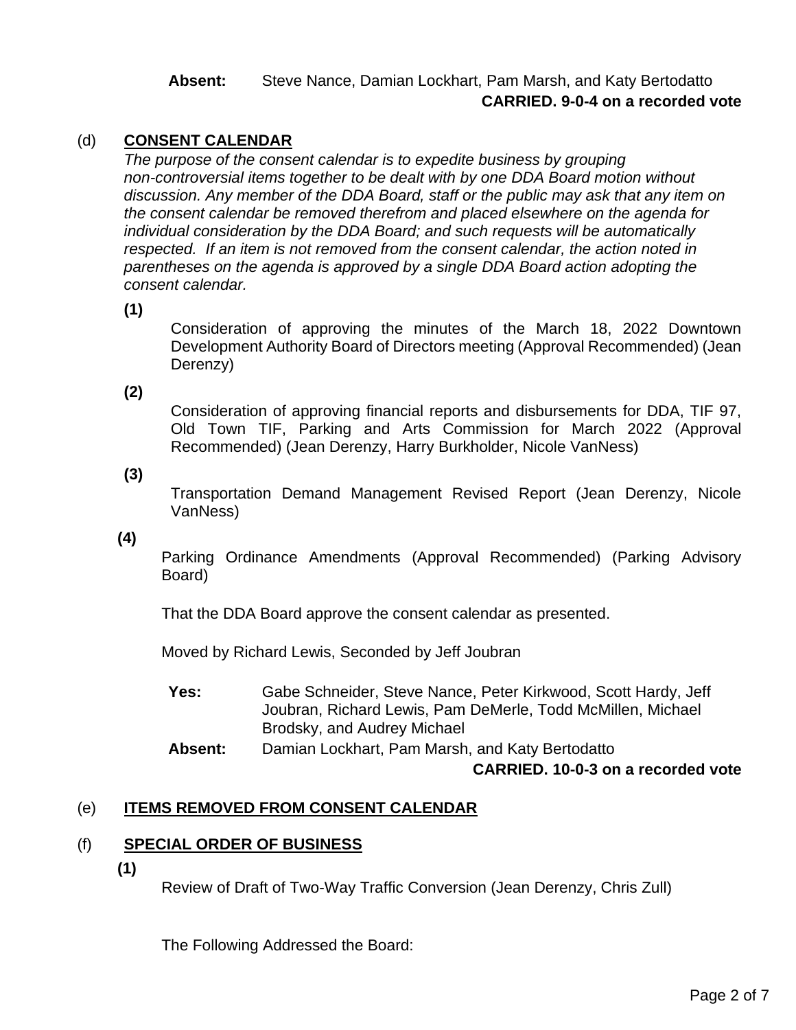**Absent:** Steve Nance, Damian Lockhart, Pam Marsh, and Katy Bertodatto

**CARRIED. 9-0-4 on a recorded vote**

## (d) CONSENT CALENDAR

*The purpose of the consent calendar is to expedite business by grouping non-controversial items together to be dealt with by one DDA Board motion without discussion. Any member of the DDA Board, staff or the public may ask that any item on the consent calendar be removed therefrom and placed elsewhere on the agenda for individual consideration by the DDA Board; and such requests will be automatically respected. If an item is not removed from the consent calendar, the action noted in parentheses on the agenda is approved by a single DDA Board action adopting the consent calendar.*

**(1)**

Consideration of approving the minutes of the March 18, 2022 Downtown Development Authority Board of Directors meeting (Approval Recommended) (Jean Derenzy)

**(2)**

Consideration of approving financial reports and disbursements for DDA, TIF 97, Old Town TIF, Parking and Arts Commission for March 2022 (Approval Recommended) (Jean Derenzy, Harry Burkholder, Nicole VanNess)

**(3)**

Transportation Demand Management Revised Report (Jean Derenzy, Nicole VanNess)

**(4)**

Parking Ordinance Amendments (Approval Recommended) (Parking Advisory Board)

That the DDA Board approve the consent calendar as presented.

Moved by Richard Lewis, Seconded by Jeff Joubran

**Yes:** Gabe Schneider, Steve Nance, Peter Kirkwood, Scott Hardy, Jeff Joubran, Richard Lewis, Pam DeMerle, Todd McMillen, Michael Brodsky, and Audrey Michael

**Absent:** Damian Lockhart, Pam Marsh, and Katy Bertodatto

**CARRIED. 10-0-3 on a recorded vote**

## (e) ITEMS REMOVED FROM CONSENT CALENDAR

## (f) SPECIAL ORDER OF BUSINESS

**(1)**

Review of Draft of Two-Way Traffic Conversion (Jean Derenzy, Chris Zull)

The Following Addressed the Board: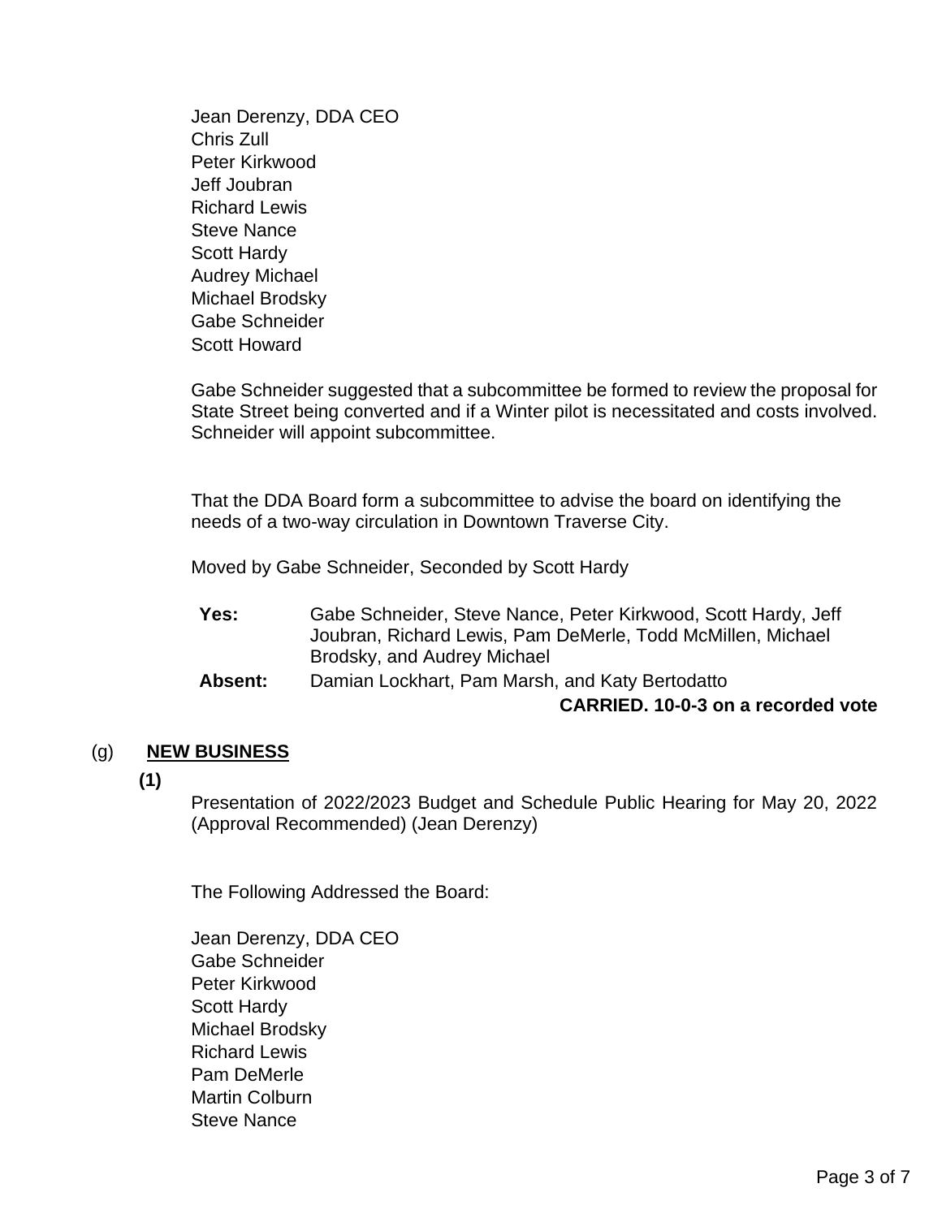Jean Derenzy, DDA CEO
Chris Zull
Peter Kirkwood
Jeff Joubran
Richard Lewis
Steve Nance
Scott Hardy
Audrey Michael
Michael Brodsky
Gabe Schneider
Scott Howard

Gabe Schneider suggested that a subcommittee be formed to review the proposal for State Street being converted and if a Winter pilot is necessitated and costs involved. Schneider will appoint subcommittee.

That the DDA Board form a subcommittee to advise the board on identifying the needs of a two-way circulation in Downtown Traverse City.

Moved by Gabe Schneider, Seconded by Scott Hardy

**Yes:** Gabe Schneider, Steve Nance, Peter Kirkwood, Scott Hardy, Jeff Joubran, Richard Lewis, Pam DeMerle, Todd McMillen, Michael Brodsky, and Audrey Michael

**Absent:** Damian Lockhart, Pam Marsh, and Katy Bertodatto

**CARRIED. 10-0-3 on a recorded vote**

## (g) NEW BUSINESS

**(1)**

Presentation of 2022/2023 Budget and Schedule Public Hearing for May 20, 2022 (Approval Recommended) (Jean Derenzy)

The Following Addressed the Board:

Jean Derenzy, DDA CEO
Gabe Schneider
Peter Kirkwood
Scott Hardy
Michael Brodsky
Richard Lewis
Pam DeMerle
Martin Colburn
Steve Nance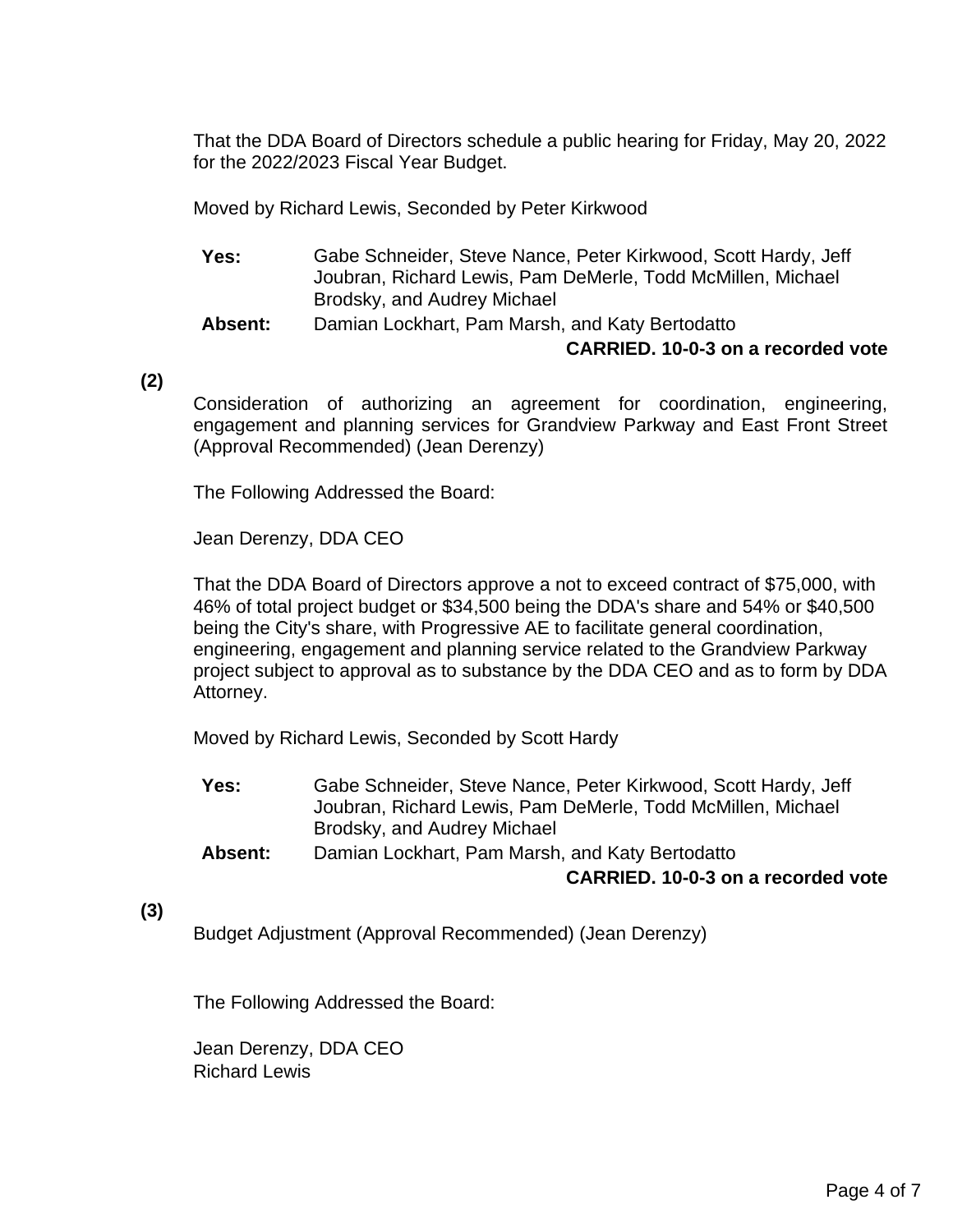That the DDA Board of Directors schedule a public hearing for Friday, May 20, 2022 for the 2022/2023 Fiscal Year Budget.

Moved by Richard Lewis, Seconded by Peter Kirkwood

**Yes:** Gabe Schneider, Steve Nance, Peter Kirkwood, Scott Hardy, Jeff Joubran, Richard Lewis, Pam DeMerle, Todd McMillen, Michael Brodsky, and Audrey Michael

**Absent:** Damian Lockhart, Pam Marsh, and Katy Bertodatto

**CARRIED. 10-0-3 on a recorded vote**

**(2)**

Consideration of authorizing an agreement for coordination, engineering, engagement and planning services for Grandview Parkway and East Front Street (Approval Recommended) (Jean Derenzy)

The Following Addressed the Board:

Jean Derenzy, DDA CEO

That the DDA Board of Directors approve a not to exceed contract of $75,000, with 46% of total project budget or $34,500 being the DDA's share and 54% or $40,500 being the City's share, with Progressive AE to facilitate general coordination, engineering, engagement and planning service related to the Grandview Parkway project subject to approval as to substance by the DDA CEO and as to form by DDA Attorney.

Moved by Richard Lewis, Seconded by Scott Hardy

**Yes:** Gabe Schneider, Steve Nance, Peter Kirkwood, Scott Hardy, Jeff Joubran, Richard Lewis, Pam DeMerle, Todd McMillen, Michael Brodsky, and Audrey Michael

**Absent:** Damian Lockhart, Pam Marsh, and Katy Bertodatto

**CARRIED. 10-0-3 on a recorded vote**

**(3)**

Budget Adjustment (Approval Recommended) (Jean Derenzy)

The Following Addressed the Board:

Jean Derenzy, DDA CEO
Richard Lewis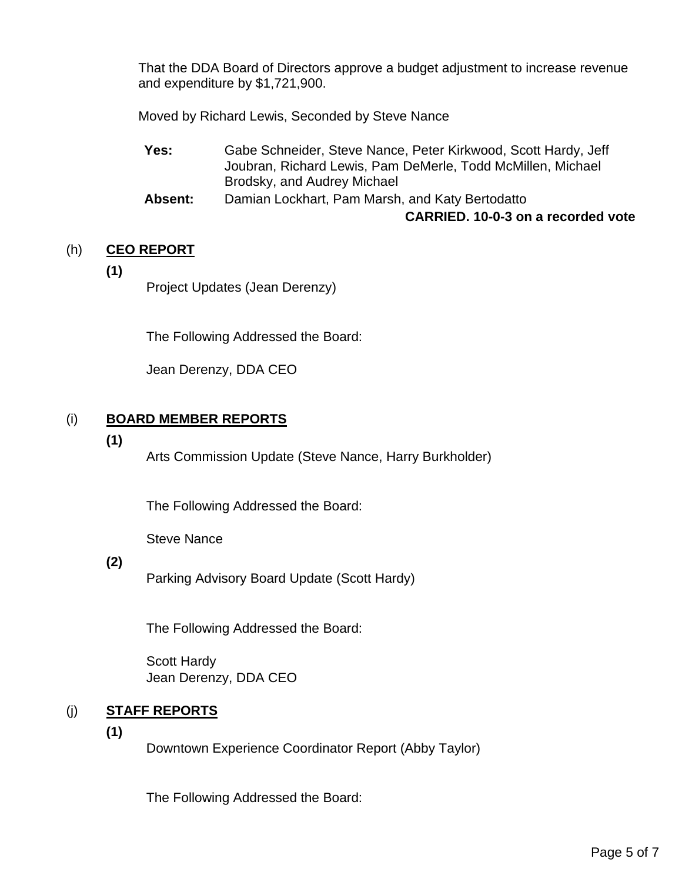That the DDA Board of Directors approve a budget adjustment to increase revenue and expenditure by $1,721,900.

Moved by Richard Lewis, Seconded by Steve Nance

**Yes:** Gabe Schneider, Steve Nance, Peter Kirkwood, Scott Hardy, Jeff Joubran, Richard Lewis, Pam DeMerle, Todd McMillen, Michael Brodsky, and Audrey Michael

**Absent:** Damian Lockhart, Pam Marsh, and Katy Bertodatto

**CARRIED. 10-0-3 on a recorded vote**

## (h) CEO REPORT

**(1)**

Project Updates (Jean Derenzy)

The Following Addressed the Board:

Jean Derenzy, DDA CEO

## (i) BOARD MEMBER REPORTS

**(1)**

Arts Commission Update (Steve Nance, Harry Burkholder)

The Following Addressed the Board:

Steve Nance

**(2)**

Parking Advisory Board Update (Scott Hardy)

The Following Addressed the Board:

Scott Hardy
Jean Derenzy, DDA CEO

## (j) STAFF REPORTS

**(1)**

Downtown Experience Coordinator Report (Abby Taylor)

The Following Addressed the Board: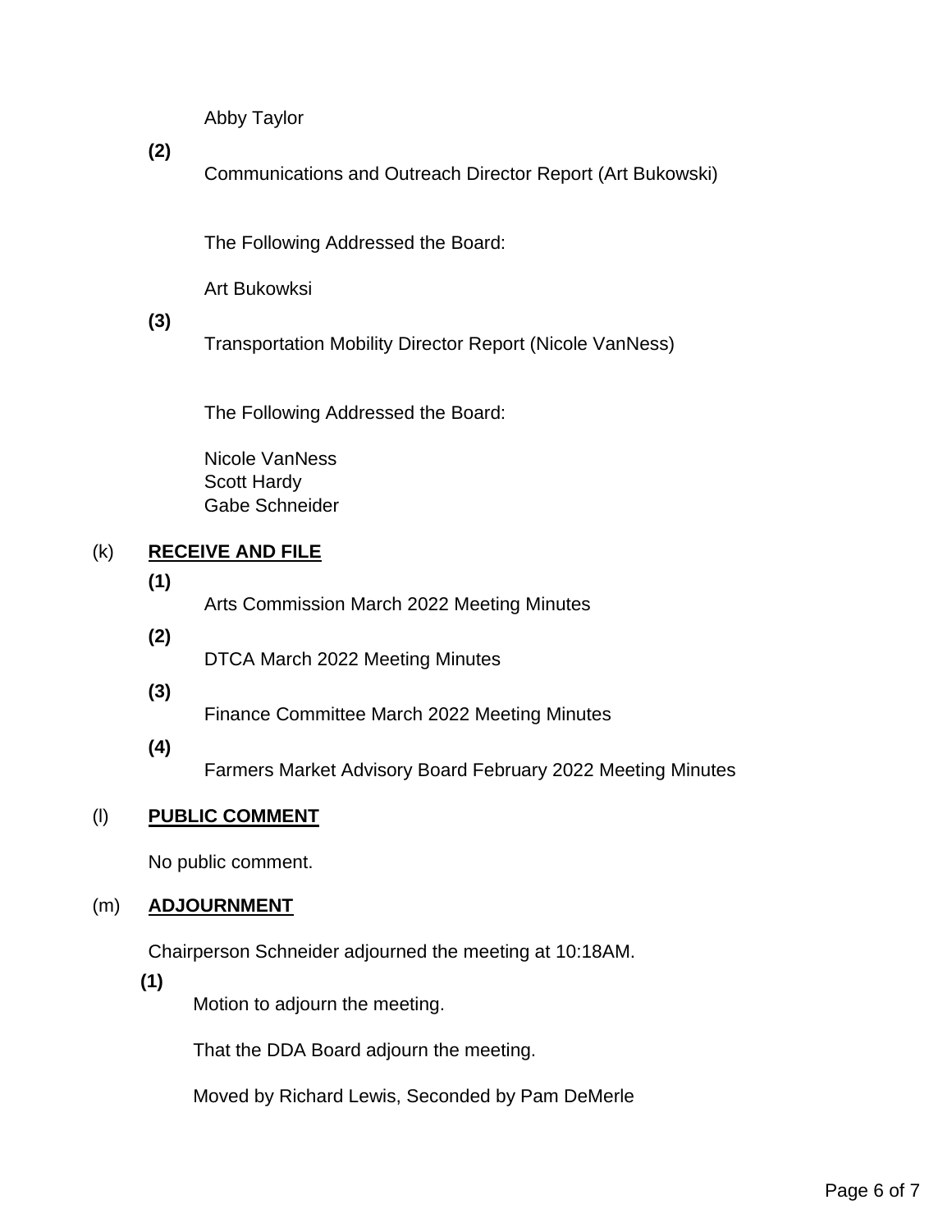Abby Taylor

**(2)**

Communications and Outreach Director Report (Art Bukowski)

The Following Addressed the Board:

Art Bukowksi

**(3)**

Transportation Mobility Director Report (Nicole VanNess)

The Following Addressed the Board:

Nicole VanNess
Scott Hardy
Gabe Schneider

(k) **RECEIVE AND FILE**

**(1)**

Arts Commission March 2022 Meeting Minutes

**(2)**

DTCA March 2022 Meeting Minutes

**(3)**

Finance Committee March 2022 Meeting Minutes

**(4)**

Farmers Market Advisory Board February 2022 Meeting Minutes

(l) **PUBLIC COMMENT**

No public comment.

(m) **ADJOURNMENT**

Chairperson Schneider adjourned the meeting at 10:18AM.

**(1)**

Motion to adjourn the meeting.

That the DDA Board adjourn the meeting.

Moved by Richard Lewis, Seconded by Pam DeMerle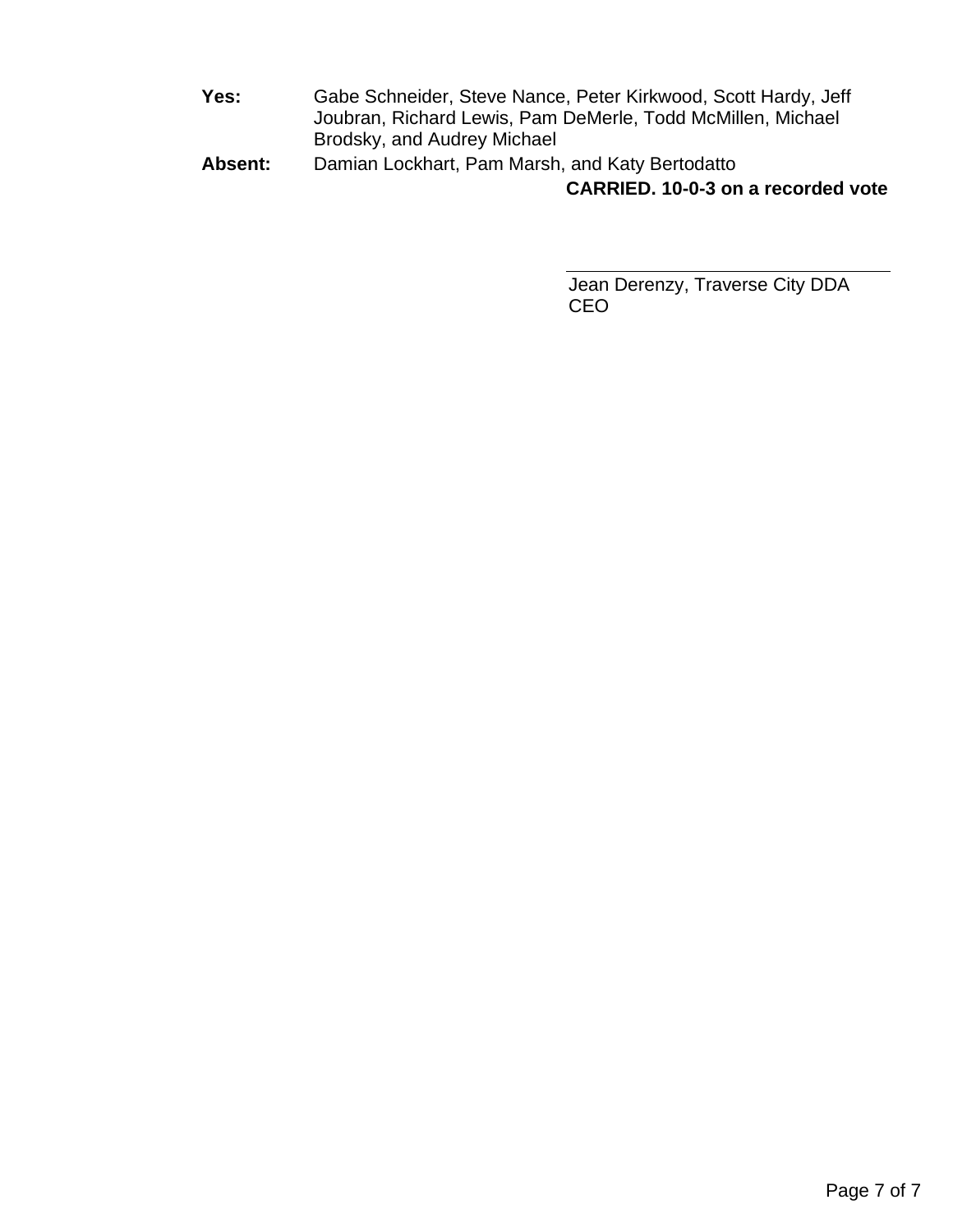**Yes:** Gabe Schneider, Steve Nance, Peter Kirkwood, Scott Hardy, Jeff Joubran, Richard Lewis, Pam DeMerle, Todd McMillen, Michael Brodsky, and Audrey Michael

**Absent:** Damian Lockhart, Pam Marsh, and Katy Bertodatto

**CARRIED. 10-0-3 on a recorded vote**

---

Jean Derenzy, Traverse City DDA CEO